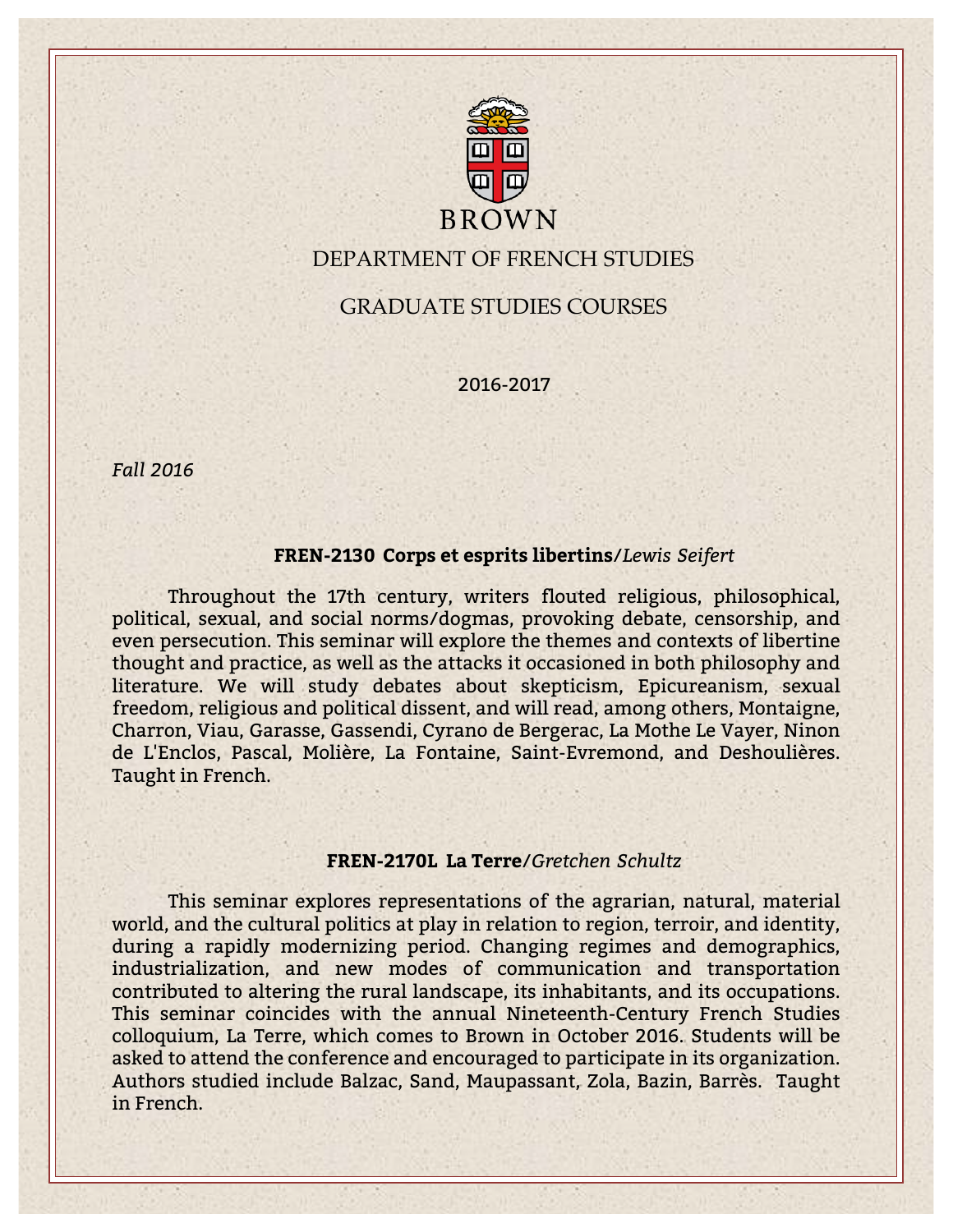BROWN

# DEPARTMENT OF FRENCH STUDIES

## GRADUATE STUDIES COURSES

**2016-2017**

*Fall 2016*

### FREN-2130 Corps et esprits libertins/*Lewis Seifert*

Throughout the 17th century, writers flouted religious, philosophical, political, sexual, and social norms/dogmas, provoking debate, censorship, and even persecution. This seminar will explore the themes and contexts of libertine thought and practice, as well as the attacks it occasioned in both philosophy and literature. We will study debates about skepticism, Epicureanism, sexual freedom, religious and political dissent, and will read, among others, Montaigne, Charron, Viau, Garasse, Gassendi, Cyrano de Bergerac, La Mothe Le Vayer, Ninon de L'Enclos, Pascal, Molière, La Fontaine, Saint-Evremond, and Deshoulières. Taught in French.

### FREN-2170L La Terre/*Gretchen Schultz*

This seminar explores representations of the agrarian, natural, material world, and the cultural politics at play in relation to region, terroir, and identity, during a rapidly modernizing period. Changing regimes and demographics, industrialization, and new modes of communication and transportation contributed to altering the rural landscape, its inhabitants, and its occupations. This seminar coincides with the annual Nineteenth-Century French Studies colloquium, La Terre, which comes to Brown in October 2016. Students will be asked to attend the conference and encouraged to participate in its organization. Authors studied include Balzac, Sand, Maupassant, Zola, Bazin, Barrès. Taught in French.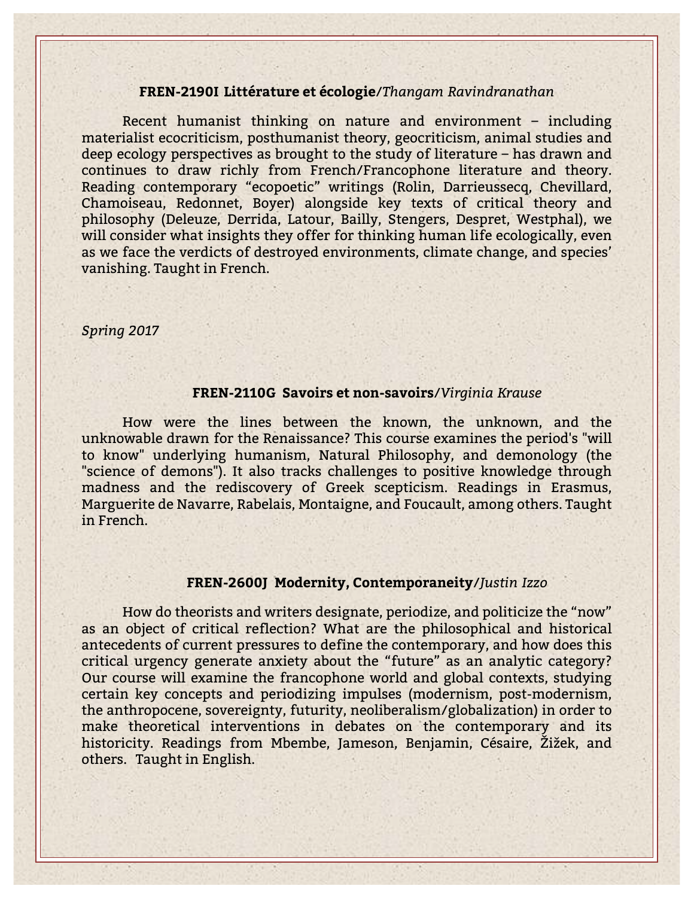**FREN-2190I Littérature et écologie**/*Thangam Ravindranathan*

Recent humanist thinking on nature and environment – including materialist ecocriticism, posthumanist theory, geocriticism, animal studies and deep ecology perspectives as brought to the study of literature – has drawn and continues to draw richly from French/Francophone literature and theory. Reading contemporary "ecopoetic" writings (Rolin, Darrieussecq, Chevillard, Chamoiseau, Redonnet, Boyer) alongside key texts of critical theory and philosophy (Deleuze, Derrida, Latour, Bailly, Stengers, Despret, Westphal), we will consider what insights they offer for thinking human life ecologically, even as we face the verdicts of destroyed environments, climate change, and species' vanishing. Taught in French.

*Spring 2017*

**FREN-2110G Savoirs et non-savoirs**/*Virginia Krause*

How were the lines between the known, the unknown, and the unknowable drawn for the Renaissance? This course examines the period's "will to know" underlying humanism, Natural Philosophy, and demonology (the "science of demons"). It also tracks challenges to positive knowledge through madness and the rediscovery of Greek scepticism. Readings in Erasmus, Marguerite de Navarre, Rabelais, Montaigne, and Foucault, among others. Taught in French.

**FREN-2600J Modernity, Contemporaneity**/*Justin Izzo*

How do theorists and writers designate, periodize, and politicize the "now" as an object of critical reflection? What are the philosophical and historical antecedents of current pressures to define the contemporary, and how does this critical urgency generate anxiety about the "future" as an analytic category? Our course will examine the francophone world and global contexts, studying certain key concepts and periodizing impulses (modernism, post-modernism, the anthropocene, sovereignty, futurity, neoliberalism/globalization) in order to make theoretical interventions in debates on the contemporary and its historicity. Readings from Mbembe, Jameson, Benjamin, Césaire, Žižek, and others. Taught in English.